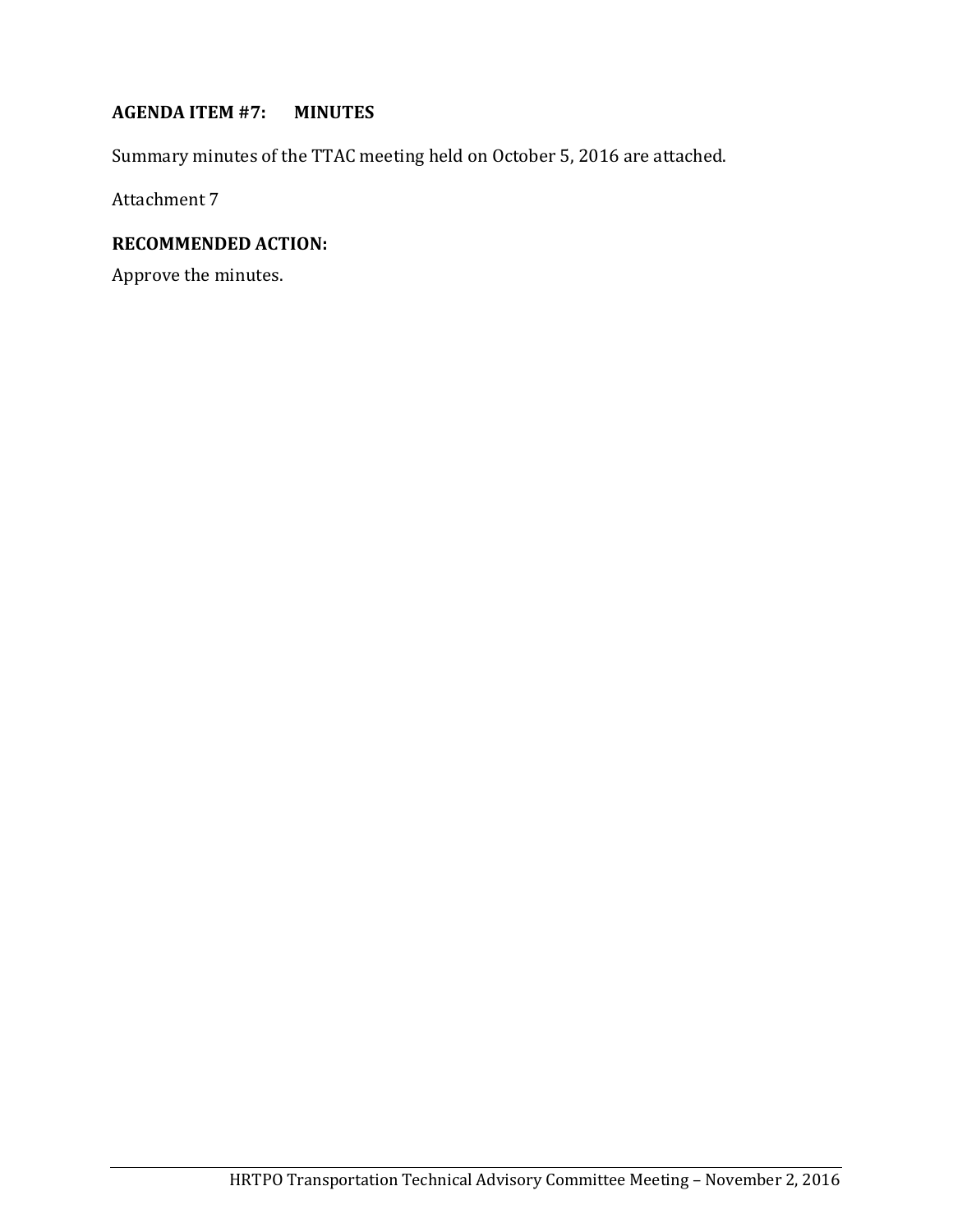**AGENDA ITEM #7: MINUTES**

Summary minutes of the TTAC meeting held on October 5, 2016 are attached.

Attachment 7

**RECOMMENDED ACTION:**

Approve the minutes.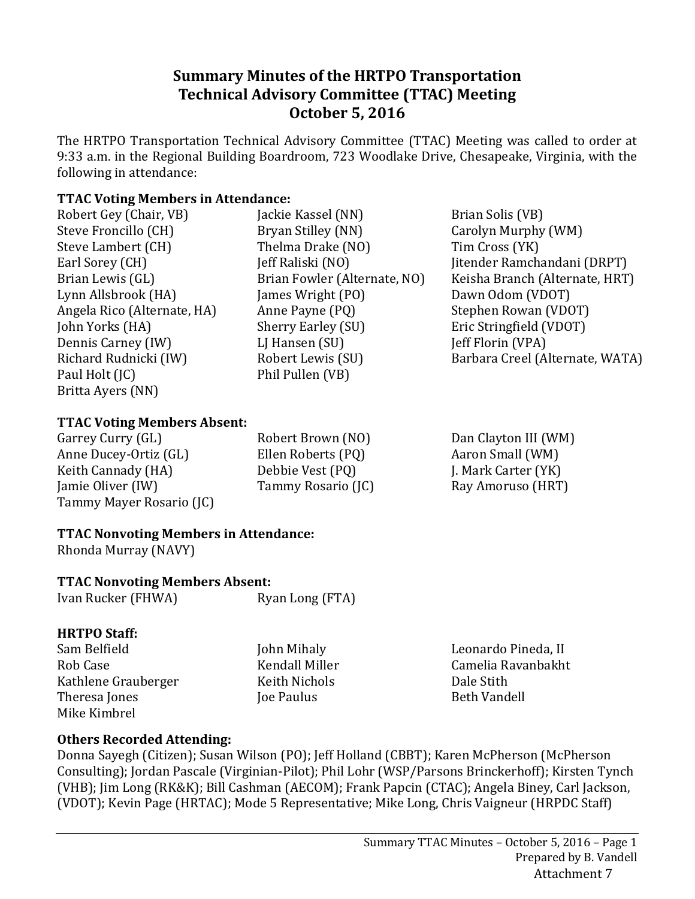# Summary Minutes of the HRTPO Transportation Technical Advisory Committee (TTAC) Meeting October 5, 2016

The HRTPO Transportation Technical Advisory Committee (TTAC) Meeting was called to order at 9:33 a.m. in the Regional Building Boardroom, 723 Woodlake Drive, Chesapeake, Virginia, with the following in attendance:

### TTAC Voting Members in Attendance:

Robert Gey (Chair, VB)
Steve Froncillo (CH)
Steve Lambert (CH)
Earl Sorey (CH)
Brian Lewis (GL)
Lynn Allsbrook (HA)
Angela Rico (Alternate, HA)
John Yorks (HA)
Dennis Carney (IW)
Richard Rudnicki (IW)
Paul Holt (JC)
Britta Ayers (NN)
Jackie Kassel (NN)
Bryan Stilley (NN)
Thelma Drake (NO)
Jeff Raliski (NO)
Brian Fowler (Alternate, NO)
James Wright (PO)
Anne Payne (PQ)
Sherry Earley (SU)
LJ Hansen (SU)
Robert Lewis (SU)
Phil Pullen (VB)
Brian Solis (VB)
Carolyn Murphy (WM)
Tim Cross (YK)
Jitender Ramchandani (DRPT)
Keisha Branch (Alternate, HRT)
Dawn Odom (VDOT)
Stephen Rowan (VDOT)
Eric Stringfield (VDOT)
Jeff Florin (VPA)
Barbara Creel (Alternate, WATA)

### TTAC Voting Members Absent:

Garrey Curry (GL)
Anne Ducey-Ortiz (GL)
Keith Cannady (HA)
Jamie Oliver (IW)
Tammy Mayer Rosario (JC)
Robert Brown (NO)
Ellen Roberts (PQ)
Debbie Vest (PQ)
Tammy Rosario (JC)
Dan Clayton III (WM)
Aaron Small (WM)
J. Mark Carter (YK)
Ray Amoruso (HRT)

### TTAC Nonvoting Members in Attendance:

Rhonda Murray (NAVY)

### TTAC Nonvoting Members Absent:

Ivan Rucker (FHWA)
Ryan Long (FTA)

### HRTPO Staff:

Sam Belfield
Rob Case
Kathlene Grauberger
Theresa Jones
Mike Kimbrel
John Mihaly
Kendall Miller
Keith Nichols
Joe Paulus
Leonardo Pineda, II
Camelia Ravanbakht
Dale Stith
Beth Vandell

### Others Recorded Attending:

Donna Sayegh (Citizen); Susan Wilson (PO); Jeff Holland (CBBT); Karen McPherson (McPherson Consulting); Jordan Pascale (Virginian-Pilot); Phil Lohr (WSP/Parsons Brinckerhoff); Kirsten Tynch (VHB); Jim Long (RK&K); Bill Cashman (AECOM); Frank Papcin (CTAC); Angela Biney, Carl Jackson, (VDOT); Kevin Page (HRTAC); Mode 5 Representative; Mike Long, Chris Vaigneur (HRPDC Staff)

Attachment 7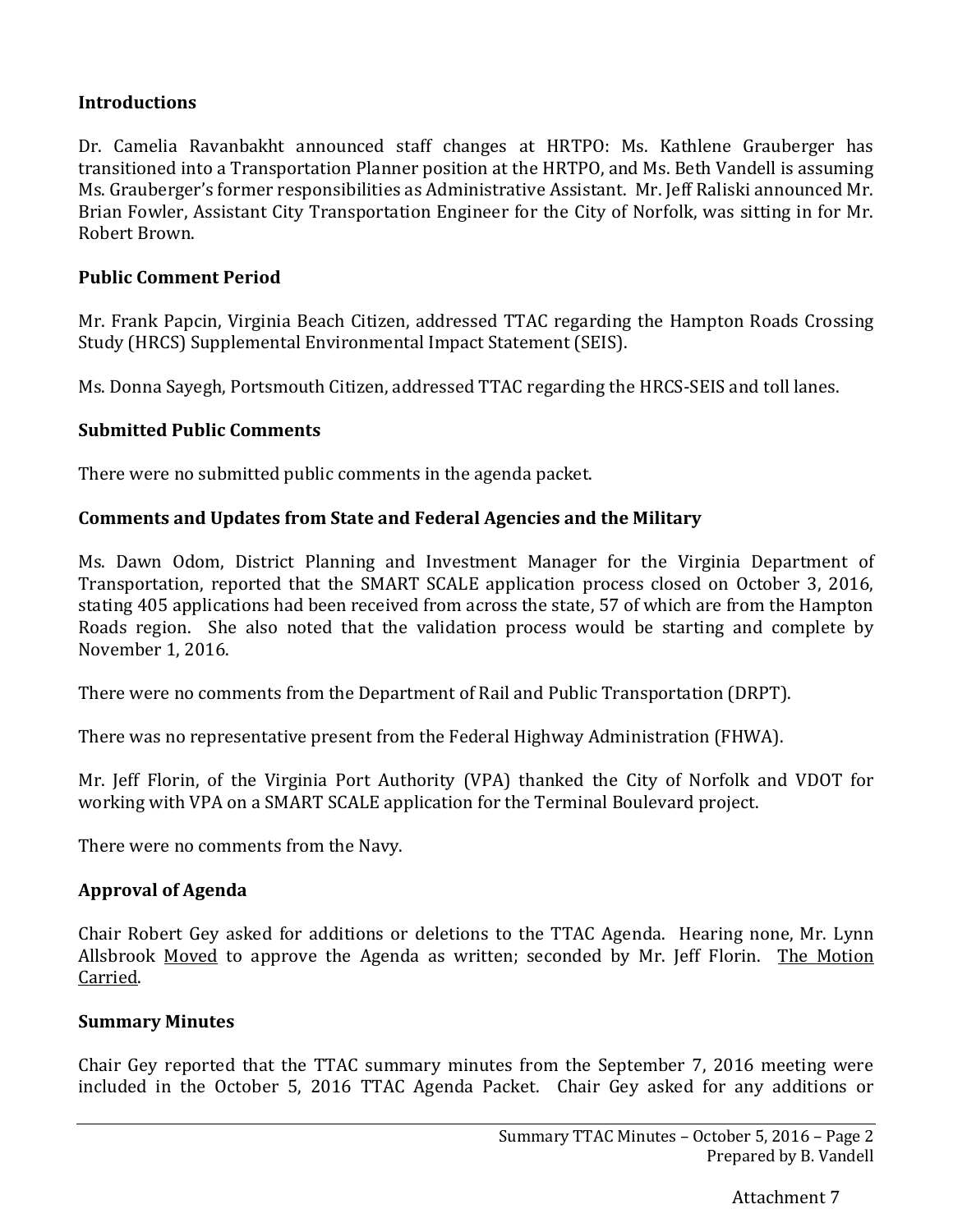### Introductions

Dr. Camelia Ravanbakht announced staff changes at HRTPO: Ms. Kathlene Grauberger has transitioned into a Transportation Planner position at the HRTPO, and Ms. Beth Vandell is assuming Ms. Grauberger's former responsibilities as Administrative Assistant. Mr. Jeff Raliski announced Mr. Brian Fowler, Assistant City Transportation Engineer for the City of Norfolk, was sitting in for Mr. Robert Brown.

### Public Comment Period

Mr. Frank Papcin, Virginia Beach Citizen, addressed TTAC regarding the Hampton Roads Crossing Study (HRCS) Supplemental Environmental Impact Statement (SEIS).

Ms. Donna Sayegh, Portsmouth Citizen, addressed TTAC regarding the HRCS-SEIS and toll lanes.

### Submitted Public Comments

There were no submitted public comments in the agenda packet.

### Comments and Updates from State and Federal Agencies and the Military

Ms. Dawn Odom, District Planning and Investment Manager for the Virginia Department of Transportation, reported that the SMART SCALE application process closed on October 3, 2016, stating 405 applications had been received from across the state, 57 of which are from the Hampton Roads region. She also noted that the validation process would be starting and complete by November 1, 2016.

There were no comments from the Department of Rail and Public Transportation (DRPT).

There was no representative present from the Federal Highway Administration (FHWA).

Mr. Jeff Florin, of the Virginia Port Authority (VPA) thanked the City of Norfolk and VDOT for working with VPA on a SMART SCALE application for the Terminal Boulevard project.

There were no comments from the Navy.

### Approval of Agenda

Chair Robert Gey asked for additions or deletions to the TTAC Agenda. Hearing none, Mr. Lynn Allsbrook Moved to approve the Agenda as written; seconded by Mr. Jeff Florin. The Motion Carried.

### Summary Minutes

Chair Gey reported that the TTAC summary minutes from the September 7, 2016 meeting were included in the October 5, 2016 TTAC Agenda Packet. Chair Gey asked for any additions or

Attachment 7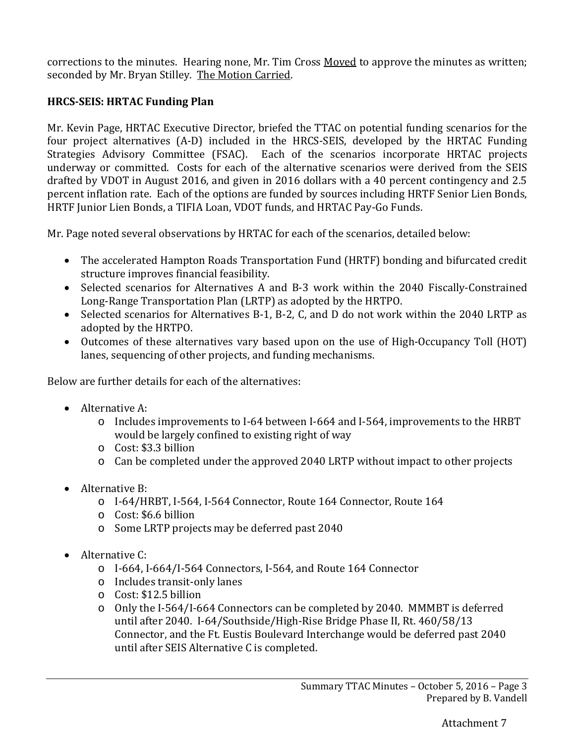corrections to the minutes. Hearing none, Mr. Tim Cross Moved to approve the minutes as written; seconded by Mr. Bryan Stilley. The Motion Carried.

**HRCS-SEIS: HRTAC Funding Plan**

Mr. Kevin Page, HRTAC Executive Director, briefed the TTAC on potential funding scenarios for the four project alternatives (A-D) included in the HRCS-SEIS, developed by the HRTAC Funding Strategies Advisory Committee (FSAC). Each of the scenarios incorporate HRTAC projects underway or committed. Costs for each of the alternative scenarios were derived from the SEIS drafted by VDOT in August 2016, and given in 2016 dollars with a 40 percent contingency and 2.5 percent inflation rate. Each of the options are funded by sources including HRTF Senior Lien Bonds, HRTF Junior Lien Bonds, a TIFIA Loan, VDOT funds, and HRTAC Pay-Go Funds.

Mr. Page noted several observations by HRTAC for each of the scenarios, detailed below:

- The accelerated Hampton Roads Transportation Fund (HRTF) bonding and bifurcated credit structure improves financial feasibility.
- Selected scenarios for Alternatives A and B-3 work within the 2040 Fiscally-Constrained Long-Range Transportation Plan (LRTP) as adopted by the HRTPO.
- Selected scenarios for Alternatives B-1, B-2, C, and D do not work within the 2040 LRTP as adopted by the HRTPO.
- Outcomes of these alternatives vary based upon on the use of High-Occupancy Toll (HOT) lanes, sequencing of other projects, and funding mechanisms.

Below are further details for each of the alternatives:

- Alternative A:
  - Includes improvements to I-64 between I-664 and I-564, improvements to the HRBT would be largely confined to existing right of way
  - Cost: $3.3 billion
  - Can be completed under the approved 2040 LRTP without impact to other projects

- Alternative B:
  - I-64/HRBT, I-564, I-564 Connector, Route 164 Connector, Route 164
  - Cost: $6.6 billion
  - Some LRTP projects may be deferred past 2040

- Alternative C:
  - I-664, I-664/I-564 Connectors, I-564, and Route 164 Connector
  - Includes transit-only lanes
  - Cost: $12.5 billion
  - Only the I-564/I-664 Connectors can be completed by 2040. MMMBT is deferred until after 2040. I-64/Southside/High-Rise Bridge Phase II, Rt. 460/58/13 Connector, and the Ft. Eustis Boulevard Interchange would be deferred past 2040 until after SEIS Alternative C is completed.

Attachment 7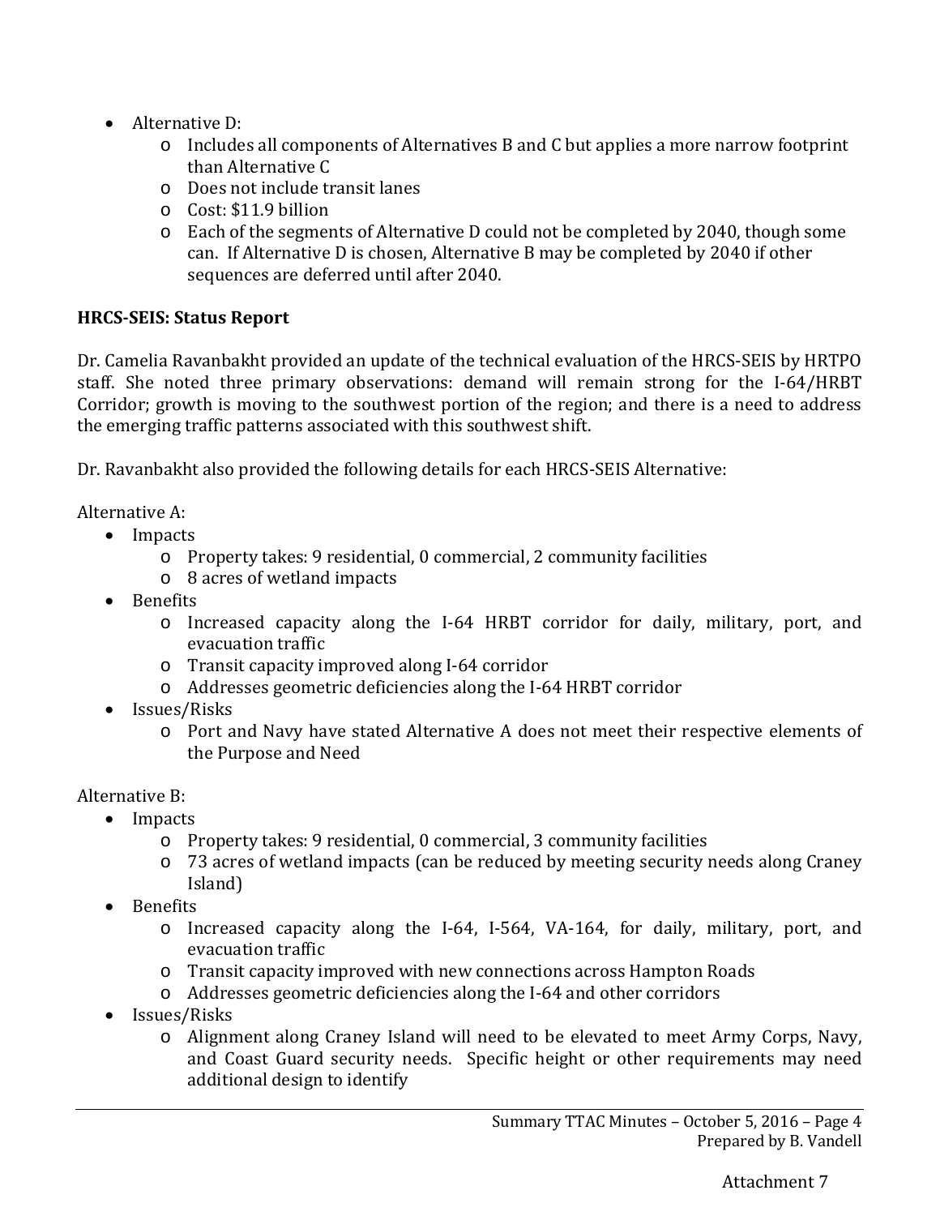- Alternative D:
  - Includes all components of Alternatives B and C but applies a more narrow footprint than Alternative C
  - Does not include transit lanes
  - Cost: $11.9 billion
  - Each of the segments of Alternative D could not be completed by 2040, though some can. If Alternative D is chosen, Alternative B may be completed by 2040 if other sequences are deferred until after 2040.

**HRCS-SEIS: Status Report**

Dr. Camelia Ravanbakht provided an update of the technical evaluation of the HRCS-SEIS by HRTPO staff. She noted three primary observations: demand will remain strong for the I-64/HRBT Corridor; growth is moving to the southwest portion of the region; and there is a need to address the emerging traffic patterns associated with this southwest shift.

Dr. Ravanbakht also provided the following details for each HRCS-SEIS Alternative:

Alternative A:

- Impacts
  - Property takes: 9 residential, 0 commercial, 2 community facilities
  - 8 acres of wetland impacts
- Benefits
  - Increased capacity along the I-64 HRBT corridor for daily, military, port, and evacuation traffic
  - Transit capacity improved along I-64 corridor
  - Addresses geometric deficiencies along the I-64 HRBT corridor
- Issues/Risks
  - Port and Navy have stated Alternative A does not meet their respective elements of the Purpose and Need

Alternative B:

- Impacts
  - Property takes: 9 residential, 0 commercial, 3 community facilities
  - 73 acres of wetland impacts (can be reduced by meeting security needs along Craney Island)
- Benefits
  - Increased capacity along the I-64, I-564, VA-164, for daily, military, port, and evacuation traffic
  - Transit capacity improved with new connections across Hampton Roads
  - Addresses geometric deficiencies along the I-64 and other corridors
- Issues/Risks
  - Alignment along Craney Island will need to be elevated to meet Army Corps, Navy, and Coast Guard security needs. Specific height or other requirements may need additional design to identify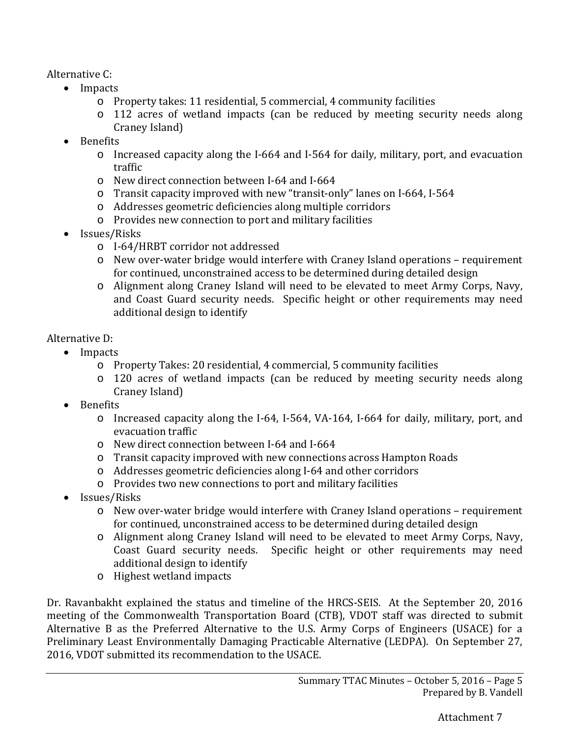Alternative C:

- Impacts
  - Property takes: 11 residential, 5 commercial, 4 community facilities
  - 112 acres of wetland impacts (can be reduced by meeting security needs along Craney Island)
- Benefits
  - Increased capacity along the I-664 and I-564 for daily, military, port, and evacuation traffic
  - New direct connection between I-64 and I-664
  - Transit capacity improved with new "transit-only" lanes on I-664, I-564
  - Addresses geometric deficiencies along multiple corridors
  - Provides new connection to port and military facilities
- Issues/Risks
  - I-64/HRBT corridor not addressed
  - New over-water bridge would interfere with Craney Island operations – requirement for continued, unconstrained access to be determined during detailed design
  - Alignment along Craney Island will need to be elevated to meet Army Corps, Navy, and Coast Guard security needs. Specific height or other requirements may need additional design to identify

Alternative D:

- Impacts
  - Property Takes: 20 residential, 4 commercial, 5 community facilities
  - 120 acres of wetland impacts (can be reduced by meeting security needs along Craney Island)
- Benefits
  - Increased capacity along the I-64, I-564, VA-164, I-664 for daily, military, port, and evacuation traffic
  - New direct connection between I-64 and I-664
  - Transit capacity improved with new connections across Hampton Roads
  - Addresses geometric deficiencies along I-64 and other corridors
  - Provides two new connections to port and military facilities
- Issues/Risks
  - New over-water bridge would interfere with Craney Island operations – requirement for continued, unconstrained access to be determined during detailed design
  - Alignment along Craney Island will need to be elevated to meet Army Corps, Navy, Coast Guard security needs. Specific height or other requirements may need additional design to identify
  - Highest wetland impacts

Dr. Ravanbakht explained the status and timeline of the HRCS-SEIS. At the September 20, 2016 meeting of the Commonwealth Transportation Board (CTB), VDOT staff was directed to submit Alternative B as the Preferred Alternative to the U.S. Army Corps of Engineers (USACE) for a Preliminary Least Environmentally Damaging Practicable Alternative (LEDPA). On September 27, 2016, VDOT submitted its recommendation to the USACE.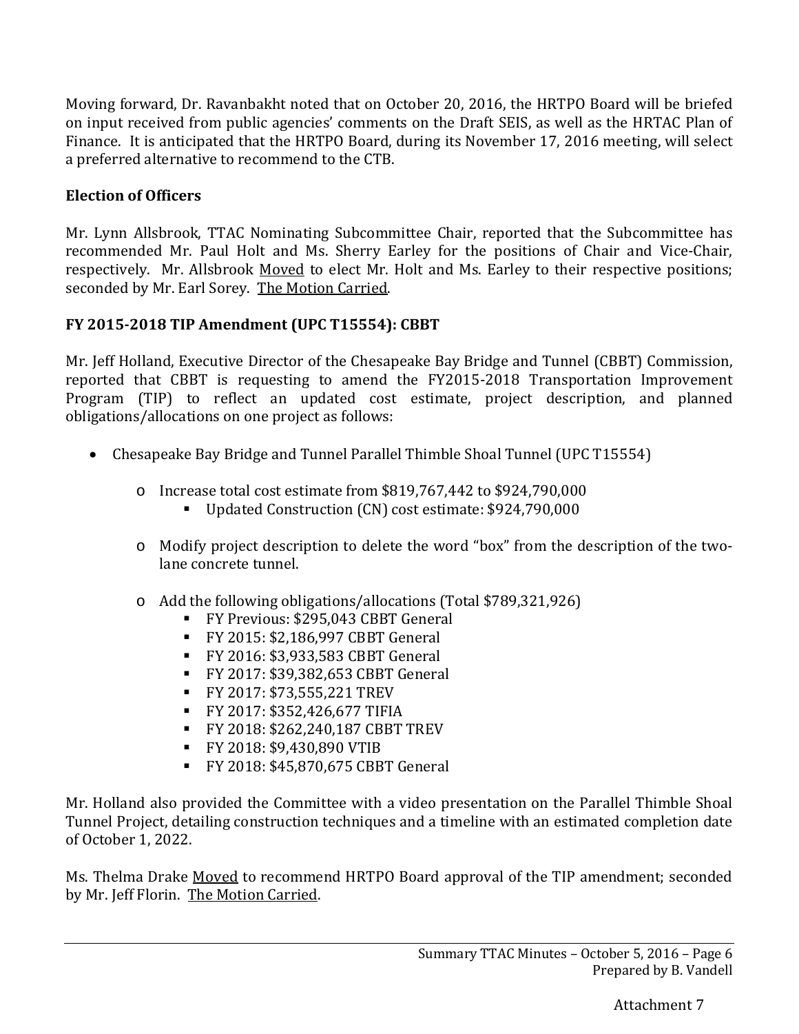Moving forward, Dr. Ravanbakht noted that on October 20, 2016, the HRTPO Board will be briefed on input received from public agencies' comments on the Draft SEIS, as well as the HRTAC Plan of Finance. It is anticipated that the HRTPO Board, during its November 17, 2016 meeting, will select a preferred alternative to recommend to the CTB.

**Election of Officers**

Mr. Lynn Allsbrook, TTAC Nominating Subcommittee Chair, reported that the Subcommittee has recommended Mr. Paul Holt and Ms. Sherry Earley for the positions of Chair and Vice-Chair, respectively. Mr. Allsbrook Moved to elect Mr. Holt and Ms. Earley to their respective positions; seconded by Mr. Earl Sorey. The Motion Carried.

**FY 2015-2018 TIP Amendment (UPC T15554): CBBT**

Mr. Jeff Holland, Executive Director of the Chesapeake Bay Bridge and Tunnel (CBBT) Commission, reported that CBBT is requesting to amend the FY2015-2018 Transportation Improvement Program (TIP) to reflect an updated cost estimate, project description, and planned obligations/allocations on one project as follows:

- Chesapeake Bay Bridge and Tunnel Parallel Thimble Shoal Tunnel (UPC T15554)
  - Increase total cost estimate from $819,767,442 to $924,790,000
    - Updated Construction (CN) cost estimate: $924,790,000
  - Modify project description to delete the word "box" from the description of the two-lane concrete tunnel.
  - Add the following obligations/allocations (Total $789,321,926)
    - FY Previous: $295,043 CBBT General
    - FY 2015: $2,186,997 CBBT General
    - FY 2016: $3,933,583 CBBT General
    - FY 2017: $39,382,653 CBBT General
    - FY 2017: $73,555,221 TREV
    - FY 2017: $352,426,677 TIFIA
    - FY 2018: $262,240,187 CBBT TREV
    - FY 2018: $9,430,890 VTIB
    - FY 2018: $45,870,675 CBBT General

Mr. Holland also provided the Committee with a video presentation on the Parallel Thimble Shoal Tunnel Project, detailing construction techniques and a timeline with an estimated completion date of October 1, 2022.

Ms. Thelma Drake Moved to recommend HRTPO Board approval of the TIP amendment; seconded by Mr. Jeff Florin. The Motion Carried.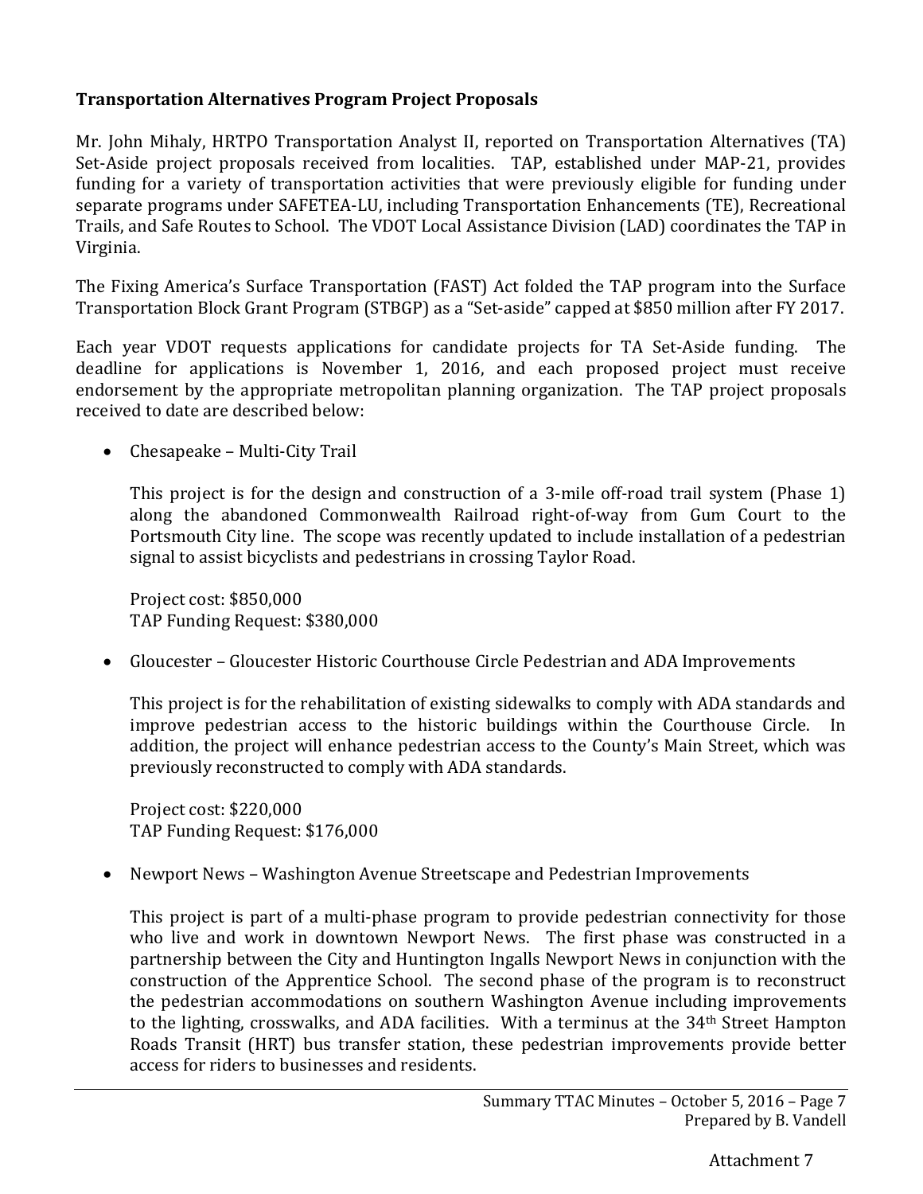**Transportation Alternatives Program Project Proposals**

Mr. John Mihaly, HRTPO Transportation Analyst II, reported on Transportation Alternatives (TA) Set-Aside project proposals received from localities. TAP, established under MAP-21, provides funding for a variety of transportation activities that were previously eligible for funding under separate programs under SAFETEA-LU, including Transportation Enhancements (TE), Recreational Trails, and Safe Routes to School. The VDOT Local Assistance Division (LAD) coordinates the TAP in Virginia.

The Fixing America's Surface Transportation (FAST) Act folded the TAP program into the Surface Transportation Block Grant Program (STBGP) as a "Set-aside" capped at $850 million after FY 2017.

Each year VDOT requests applications for candidate projects for TA Set-Aside funding. The deadline for applications is November 1, 2016, and each proposed project must receive endorsement by the appropriate metropolitan planning organization. The TAP project proposals received to date are described below:

- Chesapeake – Multi-City Trail

  This project is for the design and construction of a 3-mile off-road trail system (Phase 1) along the abandoned Commonwealth Railroad right-of-way from Gum Court to the Portsmouth City line. The scope was recently updated to include installation of a pedestrian signal to assist bicyclists and pedestrians in crossing Taylor Road.

  Project cost: $850,000
  TAP Funding Request: $380,000

- Gloucester – Gloucester Historic Courthouse Circle Pedestrian and ADA Improvements

  This project is for the rehabilitation of existing sidewalks to comply with ADA standards and improve pedestrian access to the historic buildings within the Courthouse Circle. In addition, the project will enhance pedestrian access to the County's Main Street, which was previously reconstructed to comply with ADA standards.

  Project cost: $220,000
  TAP Funding Request: $176,000

- Newport News – Washington Avenue Streetscape and Pedestrian Improvements

  This project is part of a multi-phase program to provide pedestrian connectivity for those who live and work in downtown Newport News. The first phase was constructed in a partnership between the City and Huntington Ingalls Newport News in conjunction with the construction of the Apprentice School. The second phase of the program is to reconstruct the pedestrian accommodations on southern Washington Avenue including improvements to the lighting, crosswalks, and ADA facilities. With a terminus at the 34th Street Hampton Roads Transit (HRT) bus transfer station, these pedestrian improvements provide better access for riders to businesses and residents.

Attachment 7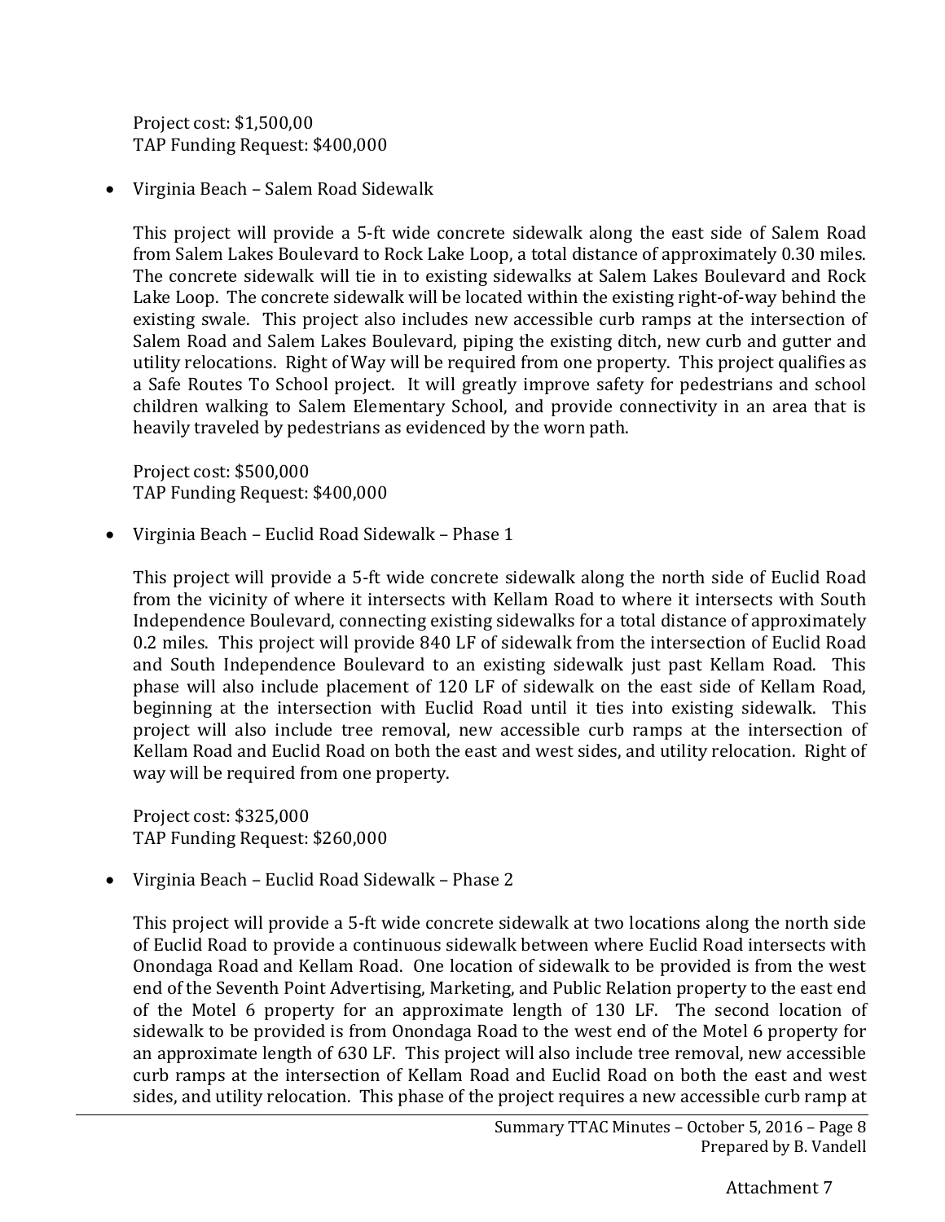Project cost: $1,500,00
TAP Funding Request: $400,000

- Virginia Beach – Salem Road Sidewalk

  This project will provide a 5-ft wide concrete sidewalk along the east side of Salem Road from Salem Lakes Boulevard to Rock Lake Loop, a total distance of approximately 0.30 miles. The concrete sidewalk will tie in to existing sidewalks at Salem Lakes Boulevard and Rock Lake Loop. The concrete sidewalk will be located within the existing right-of-way behind the existing swale. This project also includes new accessible curb ramps at the intersection of Salem Road and Salem Lakes Boulevard, piping the existing ditch, new curb and gutter and utility relocations. Right of Way will be required from one property. This project qualifies as a Safe Routes To School project. It will greatly improve safety for pedestrians and school children walking to Salem Elementary School, and provide connectivity in an area that is heavily traveled by pedestrians as evidenced by the worn path.

  Project cost: $500,000
  TAP Funding Request: $400,000

- Virginia Beach – Euclid Road Sidewalk – Phase 1

  This project will provide a 5-ft wide concrete sidewalk along the north side of Euclid Road from the vicinity of where it intersects with Kellam Road to where it intersects with South Independence Boulevard, connecting existing sidewalks for a total distance of approximately 0.2 miles. This project will provide 840 LF of sidewalk from the intersection of Euclid Road and South Independence Boulevard to an existing sidewalk just past Kellam Road. This phase will also include placement of 120 LF of sidewalk on the east side of Kellam Road, beginning at the intersection with Euclid Road until it ties into existing sidewalk. This project will also include tree removal, new accessible curb ramps at the intersection of Kellam Road and Euclid Road on both the east and west sides, and utility relocation. Right of way will be required from one property.

  Project cost: $325,000
  TAP Funding Request: $260,000

- Virginia Beach – Euclid Road Sidewalk – Phase 2

  This project will provide a 5-ft wide concrete sidewalk at two locations along the north side of Euclid Road to provide a continuous sidewalk between where Euclid Road intersects with Onondaga Road and Kellam Road. One location of sidewalk to be provided is from the west end of the Seventh Point Advertising, Marketing, and Public Relation property to the east end of the Motel 6 property for an approximate length of 130 LF. The second location of sidewalk to be provided is from Onondaga Road to the west end of the Motel 6 property for an approximate length of 630 LF. This project will also include tree removal, new accessible curb ramps at the intersection of Kellam Road and Euclid Road on both the east and west sides, and utility relocation. This phase of the project requires a new accessible curb ramp at

Attachment 7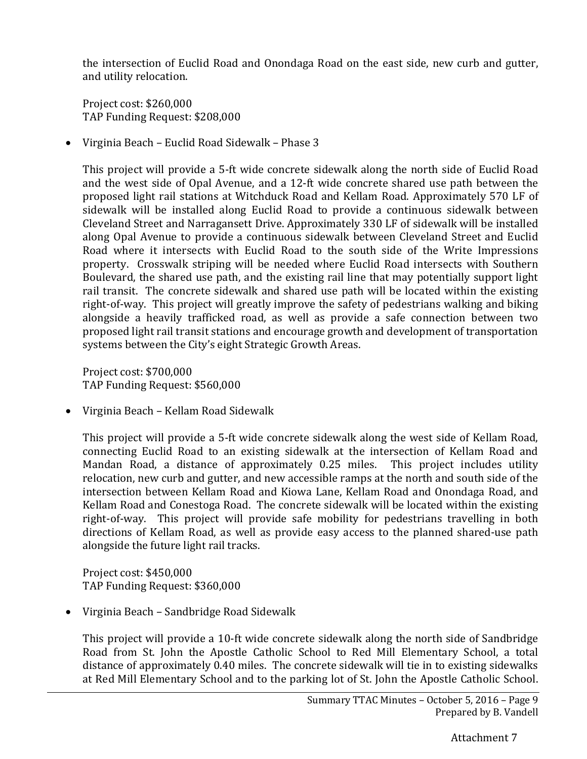the intersection of Euclid Road and Onondaga Road on the east side, new curb and gutter, and utility relocation.

Project cost: $260,000
TAP Funding Request: $208,000

- Virginia Beach – Euclid Road Sidewalk – Phase 3

  This project will provide a 5-ft wide concrete sidewalk along the north side of Euclid Road and the west side of Opal Avenue, and a 12-ft wide concrete shared use path between the proposed light rail stations at Witchduck Road and Kellam Road. Approximately 570 LF of sidewalk will be installed along Euclid Road to provide a continuous sidewalk between Cleveland Street and Narragansett Drive. Approximately 330 LF of sidewalk will be installed along Opal Avenue to provide a continuous sidewalk between Cleveland Street and Euclid Road where it intersects with Euclid Road to the south side of the Write Impressions property. Crosswalk striping will be needed where Euclid Road intersects with Southern Boulevard, the shared use path, and the existing rail line that may potentially support light rail transit. The concrete sidewalk and shared use path will be located within the existing right-of-way. This project will greatly improve the safety of pedestrians walking and biking alongside a heavily trafficked road, as well as provide a safe connection between two proposed light rail transit stations and encourage growth and development of transportation systems between the City's eight Strategic Growth Areas.

  Project cost: $700,000
  TAP Funding Request: $560,000

- Virginia Beach – Kellam Road Sidewalk

  This project will provide a 5-ft wide concrete sidewalk along the west side of Kellam Road, connecting Euclid Road to an existing sidewalk at the intersection of Kellam Road and Mandan Road, a distance of approximately 0.25 miles. This project includes utility relocation, new curb and gutter, and new accessible ramps at the north and south side of the intersection between Kellam Road and Kiowa Lane, Kellam Road and Onondaga Road, and Kellam Road and Conestoga Road. The concrete sidewalk will be located within the existing right-of-way. This project will provide safe mobility for pedestrians travelling in both directions of Kellam Road, as well as provide easy access to the planned shared-use path alongside the future light rail tracks.

  Project cost: $450,000
  TAP Funding Request: $360,000

- Virginia Beach – Sandbridge Road Sidewalk

  This project will provide a 10-ft wide concrete sidewalk along the north side of Sandbridge Road from St. John the Apostle Catholic School to Red Mill Elementary School, a total distance of approximately 0.40 miles. The concrete sidewalk will tie in to existing sidewalks at Red Mill Elementary School and to the parking lot of St. John the Apostle Catholic School.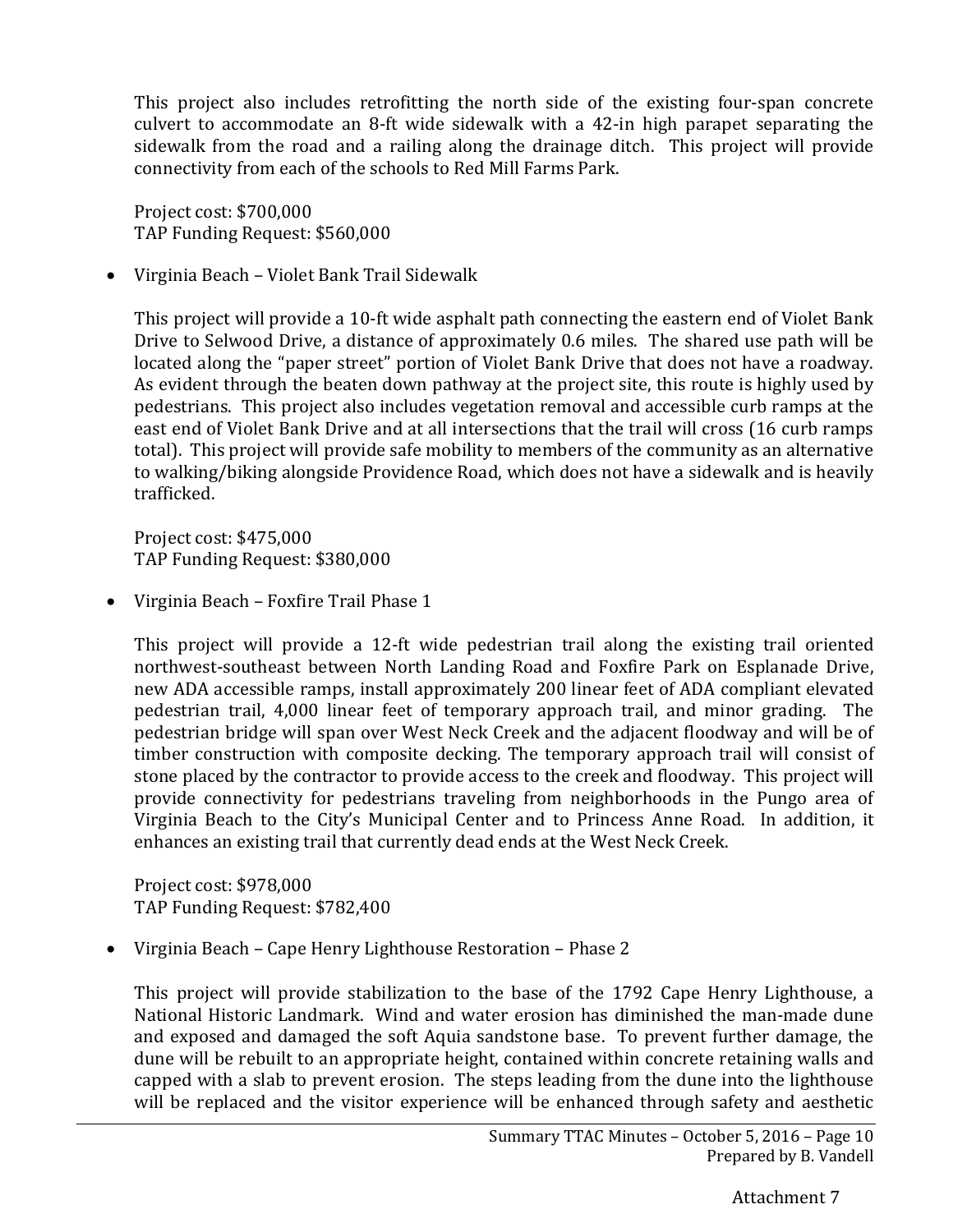This project also includes retrofitting the north side of the existing four-span concrete culvert to accommodate an 8-ft wide sidewalk with a 42-in high parapet separating the sidewalk from the road and a railing along the drainage ditch. This project will provide connectivity from each of the schools to Red Mill Farms Park.

Project cost: $700,000
TAP Funding Request: $560,000

- Virginia Beach – Violet Bank Trail Sidewalk

  This project will provide a 10-ft wide asphalt path connecting the eastern end of Violet Bank Drive to Selwood Drive, a distance of approximately 0.6 miles. The shared use path will be located along the "paper street" portion of Violet Bank Drive that does not have a roadway. As evident through the beaten down pathway at the project site, this route is highly used by pedestrians. This project also includes vegetation removal and accessible curb ramps at the east end of Violet Bank Drive and at all intersections that the trail will cross (16 curb ramps total). This project will provide safe mobility to members of the community as an alternative to walking/biking alongside Providence Road, which does not have a sidewalk and is heavily trafficked.

  Project cost: $475,000
  TAP Funding Request: $380,000

- Virginia Beach – Foxfire Trail Phase 1

  This project will provide a 12-ft wide pedestrian trail along the existing trail oriented northwest-southeast between North Landing Road and Foxfire Park on Esplanade Drive, new ADA accessible ramps, install approximately 200 linear feet of ADA compliant elevated pedestrian trail, 4,000 linear feet of temporary approach trail, and minor grading. The pedestrian bridge will span over West Neck Creek and the adjacent floodway and will be of timber construction with composite decking. The temporary approach trail will consist of stone placed by the contractor to provide access to the creek and floodway. This project will provide connectivity for pedestrians traveling from neighborhoods in the Pungo area of Virginia Beach to the City's Municipal Center and to Princess Anne Road. In addition, it enhances an existing trail that currently dead ends at the West Neck Creek.

  Project cost: $978,000
  TAP Funding Request: $782,400

- Virginia Beach – Cape Henry Lighthouse Restoration – Phase 2

  This project will provide stabilization to the base of the 1792 Cape Henry Lighthouse, a National Historic Landmark. Wind and water erosion has diminished the man-made dune and exposed and damaged the soft Aquia sandstone base. To prevent further damage, the dune will be rebuilt to an appropriate height, contained within concrete retaining walls and capped with a slab to prevent erosion. The steps leading from the dune into the lighthouse will be replaced and the visitor experience will be enhanced through safety and aesthetic

Attachment 7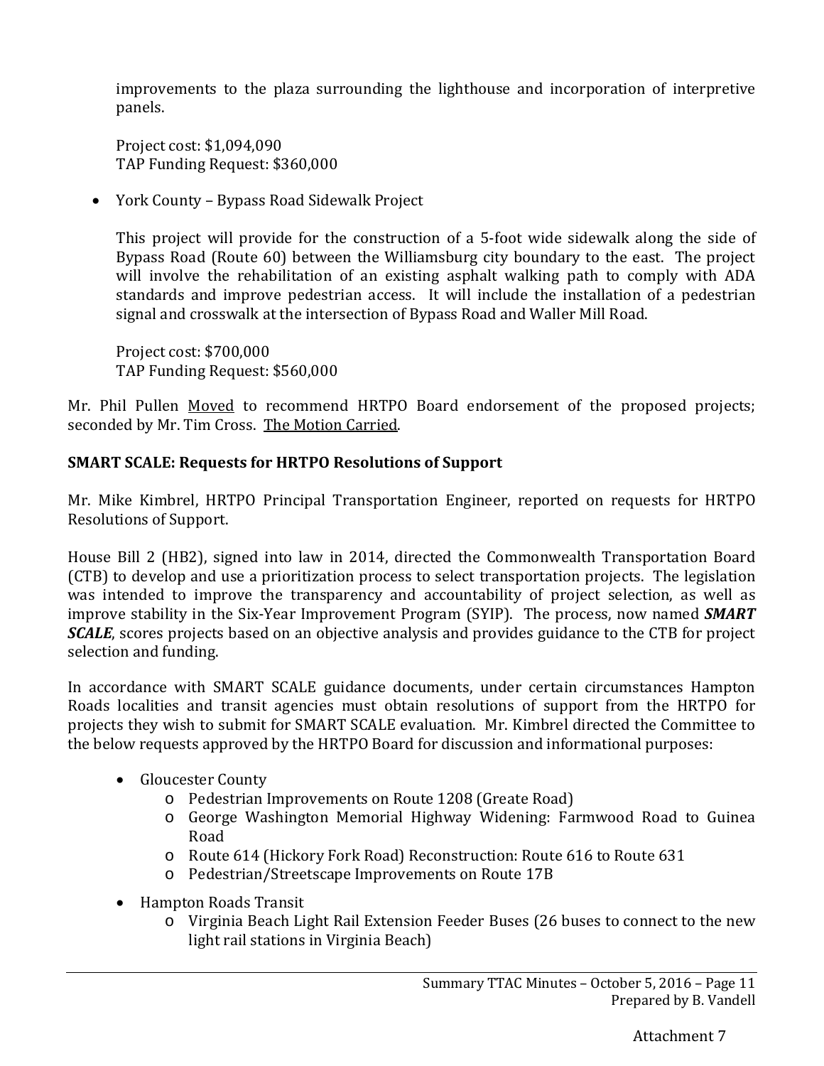improvements to the plaza surrounding the lighthouse and incorporation of interpretive panels.

Project cost: $1,094,090
TAP Funding Request: $360,000

- York County – Bypass Road Sidewalk Project

  This project will provide for the construction of a 5-foot wide sidewalk along the side of Bypass Road (Route 60) between the Williamsburg city boundary to the east. The project will involve the rehabilitation of an existing asphalt walking path to comply with ADA standards and improve pedestrian access. It will include the installation of a pedestrian signal and crosswalk at the intersection of Bypass Road and Waller Mill Road.

  Project cost: $700,000
  TAP Funding Request: $560,000

Mr. Phil Pullen Moved to recommend HRTPO Board endorsement of the proposed projects; seconded by Mr. Tim Cross. The Motion Carried.

**SMART SCALE: Requests for HRTPO Resolutions of Support**

Mr. Mike Kimbrel, HRTPO Principal Transportation Engineer, reported on requests for HRTPO Resolutions of Support.

House Bill 2 (HB2), signed into law in 2014, directed the Commonwealth Transportation Board (CTB) to develop and use a prioritization process to select transportation projects. The legislation was intended to improve the transparency and accountability of project selection, as well as improve stability in the Six-Year Improvement Program (SYIP). The process, now named ***SMART SCALE***, scores projects based on an objective analysis and provides guidance to the CTB for project selection and funding.

In accordance with SMART SCALE guidance documents, under certain circumstances Hampton Roads localities and transit agencies must obtain resolutions of support from the HRTPO for projects they wish to submit for SMART SCALE evaluation. Mr. Kimbrel directed the Committee to the below requests approved by the HRTPO Board for discussion and informational purposes:

- Gloucester County
  - Pedestrian Improvements on Route 1208 (Greate Road)
  - George Washington Memorial Highway Widening: Farmwood Road to Guinea Road
  - Route 614 (Hickory Fork Road) Reconstruction: Route 616 to Route 631
  - Pedestrian/Streetscape Improvements on Route 17B
- Hampton Roads Transit
  - Virginia Beach Light Rail Extension Feeder Buses (26 buses to connect to the new light rail stations in Virginia Beach)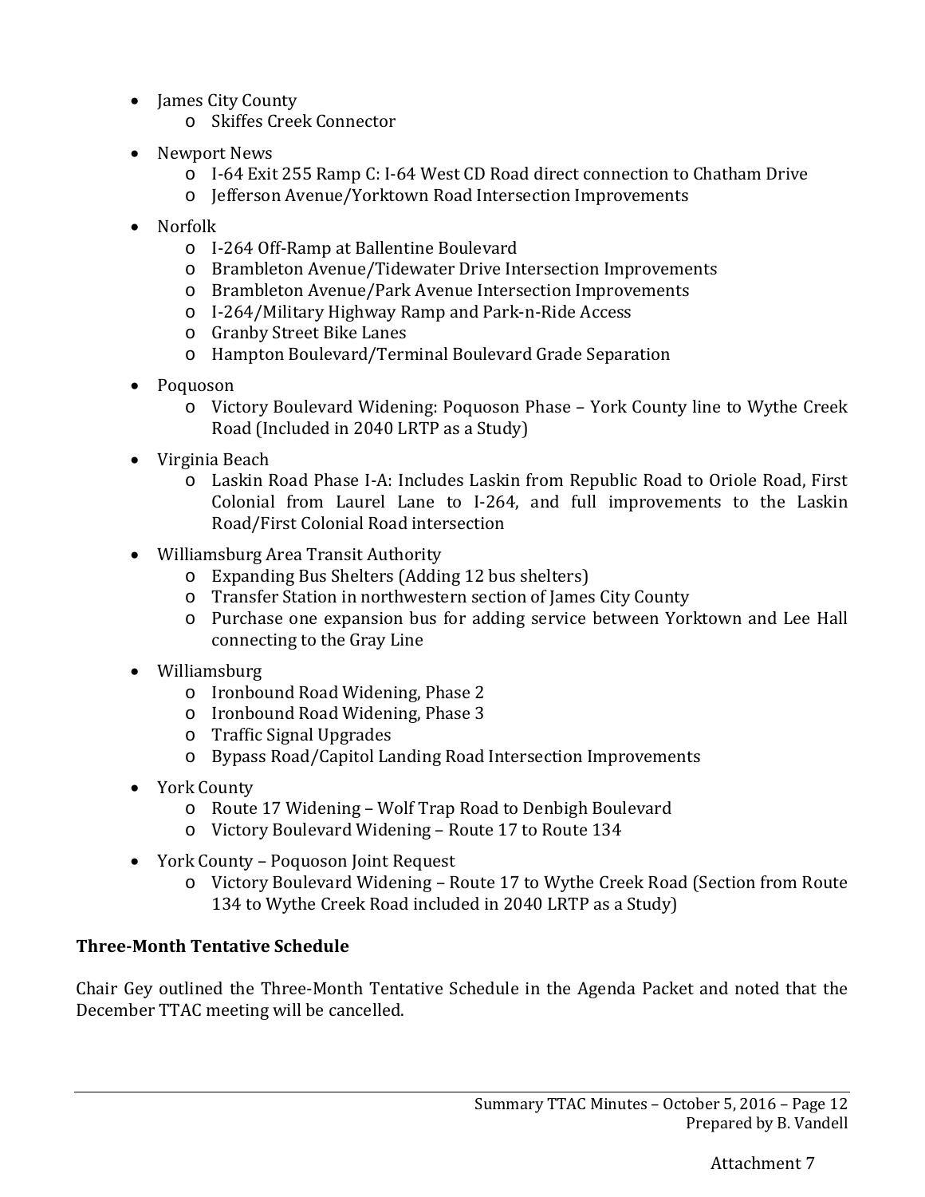- James City County
    - Skiffes Creek Connector
- Newport News
    - I-64 Exit 255 Ramp C: I-64 West CD Road direct connection to Chatham Drive
    - Jefferson Avenue/Yorktown Road Intersection Improvements
- Norfolk
    - I-264 Off-Ramp at Ballentine Boulevard
    - Brambleton Avenue/Tidewater Drive Intersection Improvements
    - Brambleton Avenue/Park Avenue Intersection Improvements
    - I-264/Military Highway Ramp and Park-n-Ride Access
    - Granby Street Bike Lanes
    - Hampton Boulevard/Terminal Boulevard Grade Separation
- Poquoson
    - Victory Boulevard Widening: Poquoson Phase – York County line to Wythe Creek Road (Included in 2040 LRTP as a Study)
- Virginia Beach
    - Laskin Road Phase I-A: Includes Laskin from Republic Road to Oriole Road, First Colonial from Laurel Lane to I-264, and full improvements to the Laskin Road/First Colonial Road intersection
- Williamsburg Area Transit Authority
    - Expanding Bus Shelters (Adding 12 bus shelters)
    - Transfer Station in northwestern section of James City County
    - Purchase one expansion bus for adding service between Yorktown and Lee Hall connecting to the Gray Line
- Williamsburg
    - Ironbound Road Widening, Phase 2
    - Ironbound Road Widening, Phase 3
    - Traffic Signal Upgrades
    - Bypass Road/Capitol Landing Road Intersection Improvements
- York County
    - Route 17 Widening – Wolf Trap Road to Denbigh Boulevard
    - Victory Boulevard Widening – Route 17 to Route 134
- York County – Poquoson Joint Request
    - Victory Boulevard Widening – Route 17 to Wythe Creek Road (Section from Route 134 to Wythe Creek Road included in 2040 LRTP as a Study)

**Three-Month Tentative Schedule**

Chair Gey outlined the Three-Month Tentative Schedule in the Agenda Packet and noted that the December TTAC meeting will be cancelled.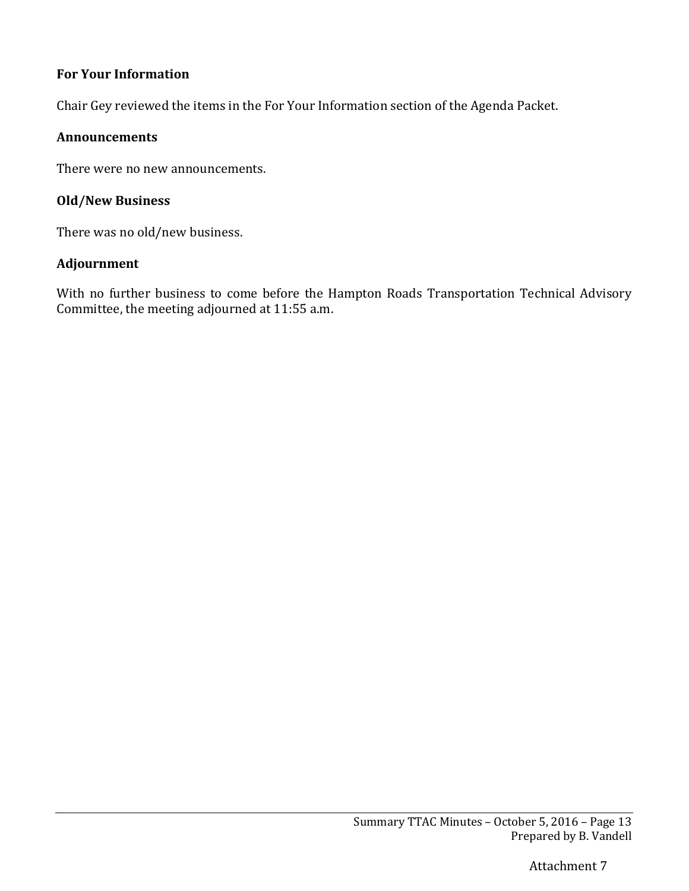**For Your Information**

Chair Gey reviewed the items in the For Your Information section of the Agenda Packet.

**Announcements**

There were no new announcements.

**Old/New Business**

There was no old/new business.

**Adjournment**

With no further business to come before the Hampton Roads Transportation Technical Advisory Committee, the meeting adjourned at 11:55 a.m.